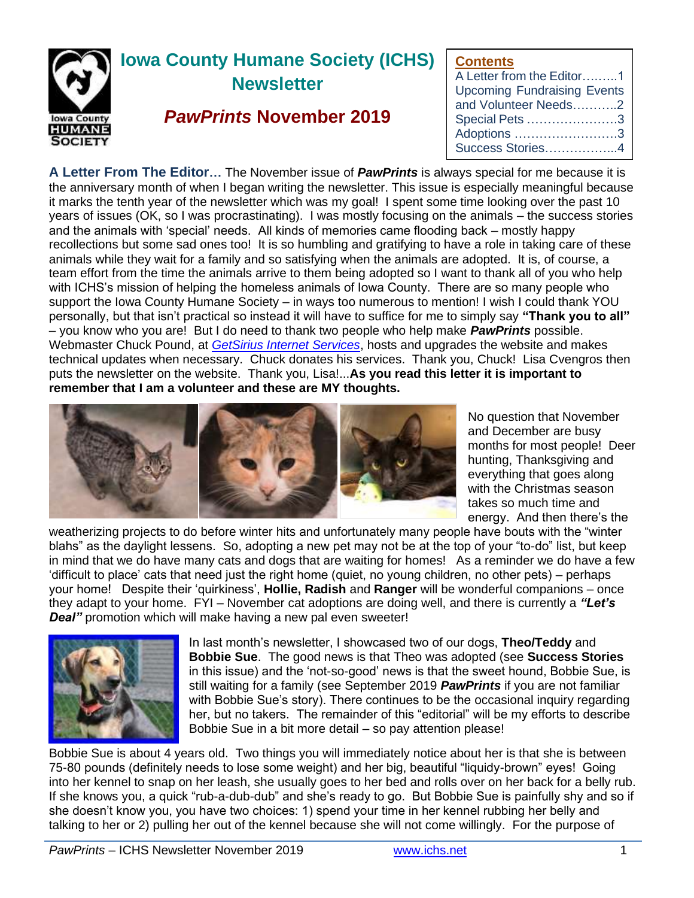# Iowa County Humane Society (ICHS) Newsletter

## *PawPrints* November 2019

**Contents**

- A Letter from the Editor.........1
- Upcoming Fundraising Events and Volunteer Needs...........2
- Special Pets .......................3
- Adoptions ..........................3
- Success Stories..................4

**A Letter From The Editor…** The November issue of ***PawPrints*** is always special for me because it is the anniversary month of when I began writing the newsletter. This issue is especially meaningful because it marks the tenth year of the newsletter which was my goal! I spent some time looking over the past 10 years of issues (OK, so I was procrastinating). I was mostly focusing on the animals – the success stories and the animals with 'special' needs. All kinds of memories came flooding back – mostly happy recollections but some sad ones too! It is so humbling and gratifying to have a role in taking care of these animals while they wait for a family and so satisfying when the animals are adopted. It is, of course, a team effort from the time the animals arrive to them being adopted so I want to thank all of you who help with ICHS's mission of helping the homeless animals of Iowa County. There are so many people who support the Iowa County Humane Society – in ways too numerous to mention! I wish I could thank YOU personally, but that isn't practical so instead it will have to suffice for me to simply say **"Thank you to all"** – you know who you are! But I do need to thank two people who help make ***PawPrints*** possible. Webmaster Chuck Pound, at *GetSirius Internet Services*, hosts and upgrades the website and makes technical updates when necessary. Chuck donates his services. Thank you, Chuck! Lisa Cvengros then puts the newsletter on the website. Thank you, Lisa!...**As you read this letter it is important to remember that I am a volunteer and these are MY thoughts.**

No question that November and December are busy months for most people! Deer hunting, Thanksgiving and everything that goes along with the Christmas season takes so much time and energy. And then there's the weatherizing projects to do before winter hits and unfortunately many people have bouts with the "winter blahs" as the daylight lessens. So, adopting a new pet may not be at the top of your "to-do" list, but keep in mind that we do have many cats and dogs that are waiting for homes! As a reminder we do have a few 'difficult to place' cats that need just the right home (quiet, no young children, no other pets) – perhaps your home! Despite their 'quirkiness', **Hollie, Radish** and **Ranger** will be wonderful companions – once they adapt to your home. FYI – November cat adoptions are doing well, and there is currently a ***"Let's Deal"*** promotion which will make having a new pal even sweeter!

In last month's newsletter, I showcased two of our dogs, **Theo/Teddy** and **Bobbie Sue**. The good news is that Theo was adopted (see **Success Stories** in this issue) and the 'not-so-good' news is that the sweet hound, Bobbie Sue, is still waiting for a family (see September 2019 ***PawPrints*** if you are not familiar with Bobbie Sue's story). There continues to be the occasional inquiry regarding her, but no takers. The remainder of this "editorial" will be my efforts to describe Bobbie Sue in a bit more detail – so pay attention please!

Bobbie Sue is about 4 years old. Two things you will immediately notice about her is that she is between 75-80 pounds (definitely needs to lose some weight) and her big, beautiful "liquidy-brown" eyes! Going into her kennel to snap on her leash, she usually goes to her bed and rolls over on her back for a belly rub. If she knows you, a quick "rub-a-dub-dub" and she's ready to go. But Bobbie Sue is painfully shy and so if she doesn't know you, you have two choices: 1) spend your time in her kennel rubbing her belly and talking to her or 2) pulling her out of the kennel because she will not come willingly. For the purpose of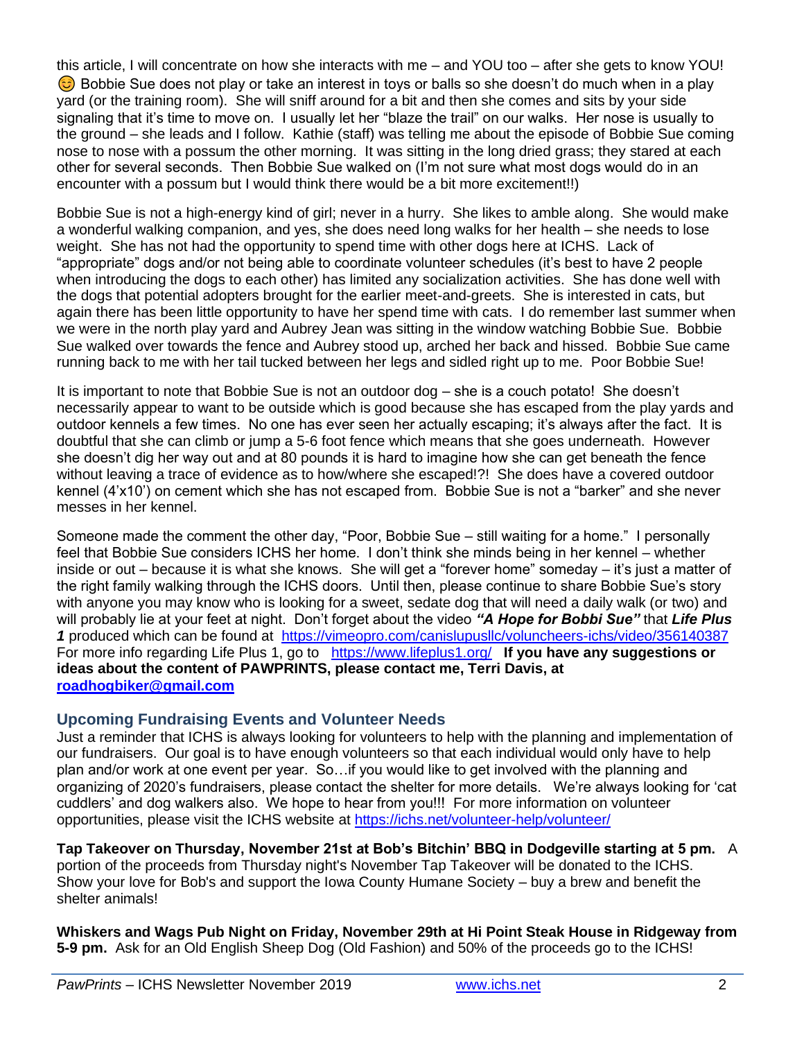this article, I will concentrate on how she interacts with me – and YOU too – after she gets to know YOU! 😊 Bobbie Sue does not play or take an interest in toys or balls so she doesn't do much when in a play yard (or the training room). She will sniff around for a bit and then she comes and sits by your side signaling that it's time to move on. I usually let her "blaze the trail" on our walks. Her nose is usually to the ground – she leads and I follow. Kathie (staff) was telling me about the episode of Bobbie Sue coming nose to nose with a possum the other morning. It was sitting in the long dried grass; they stared at each other for several seconds. Then Bobbie Sue walked on (I'm not sure what most dogs would do in an encounter with a possum but I would think there would be a bit more excitement!!)

Bobbie Sue is not a high-energy kind of girl; never in a hurry. She likes to amble along. She would make a wonderful walking companion, and yes, she does need long walks for her health – she needs to lose weight. She has not had the opportunity to spend time with other dogs here at ICHS. Lack of "appropriate" dogs and/or not being able to coordinate volunteer schedules (it's best to have 2 people when introducing the dogs to each other) has limited any socialization activities. She has done well with the dogs that potential adopters brought for the earlier meet-and-greets. She is interested in cats, but again there has been little opportunity to have her spend time with cats. I do remember last summer when we were in the north play yard and Aubrey Jean was sitting in the window watching Bobbie Sue. Bobbie Sue walked over towards the fence and Aubrey stood up, arched her back and hissed. Bobbie Sue came running back to me with her tail tucked between her legs and sidled right up to me. Poor Bobbie Sue!

It is important to note that Bobbie Sue is not an outdoor dog – she is a couch potato! She doesn't necessarily appear to want to be outside which is good because she has escaped from the play yards and outdoor kennels a few times. No one has ever seen her actually escaping; it's always after the fact. It is doubtful that she can climb or jump a 5-6 foot fence which means that she goes underneath. However she doesn't dig her way out and at 80 pounds it is hard to imagine how she can get beneath the fence without leaving a trace of evidence as to how/where she escaped!?! She does have a covered outdoor kennel (4'x10') on cement which she has not escaped from. Bobbie Sue is not a "barker" and she never messes in her kennel.

Someone made the comment the other day, "Poor, Bobbie Sue – still waiting for a home." I personally feel that Bobbie Sue considers ICHS her home. I don't think she minds being in her kennel – whether inside or out – because it is what she knows. She will get a "forever home" someday – it's just a matter of the right family walking through the ICHS doors. Until then, please continue to share Bobbie Sue's story with anyone you may know who is looking for a sweet, sedate dog that will need a daily walk (or two) and will probably lie at your feet at night. Don't forget about the video ***"A Hope for Bobbi Sue"*** that ***Life Plus 1*** produced which can be found at https://vimeopro.com/canislupusllc/voluncheers-ichs/video/356140387 For more info regarding Life Plus 1, go to https://www.lifeplus1.org/ **If you have any suggestions or ideas about the content of PAWPRINTS, please contact me, Terri Davis, at roadhogbiker@gmail.com**

## Upcoming Fundraising Events and Volunteer Needs

Just a reminder that ICHS is always looking for volunteers to help with the planning and implementation of our fundraisers. Our goal is to have enough volunteers so that each individual would only have to help plan and/or work at one event per year. So…if you would like to get involved with the planning and organizing of 2020's fundraisers, please contact the shelter for more details. We're always looking for 'cat cuddlers' and dog walkers also. We hope to hear from you!!! For more information on volunteer opportunities, please visit the ICHS website at https://ichs.net/volunteer-help/volunteer/

**Tap Takeover on Thursday, November 21st at Bob's Bitchin' BBQ in Dodgeville starting at 5 pm.** A portion of the proceeds from Thursday night's November Tap Takeover will be donated to the ICHS. Show your love for Bob's and support the Iowa County Humane Society – buy a brew and benefit the shelter animals!

**Whiskers and Wags Pub Night on Friday, November 29th at Hi Point Steak House in Ridgeway from 5-9 pm.** Ask for an Old English Sheep Dog (Old Fashion) and 50% of the proceeds go to the ICHS!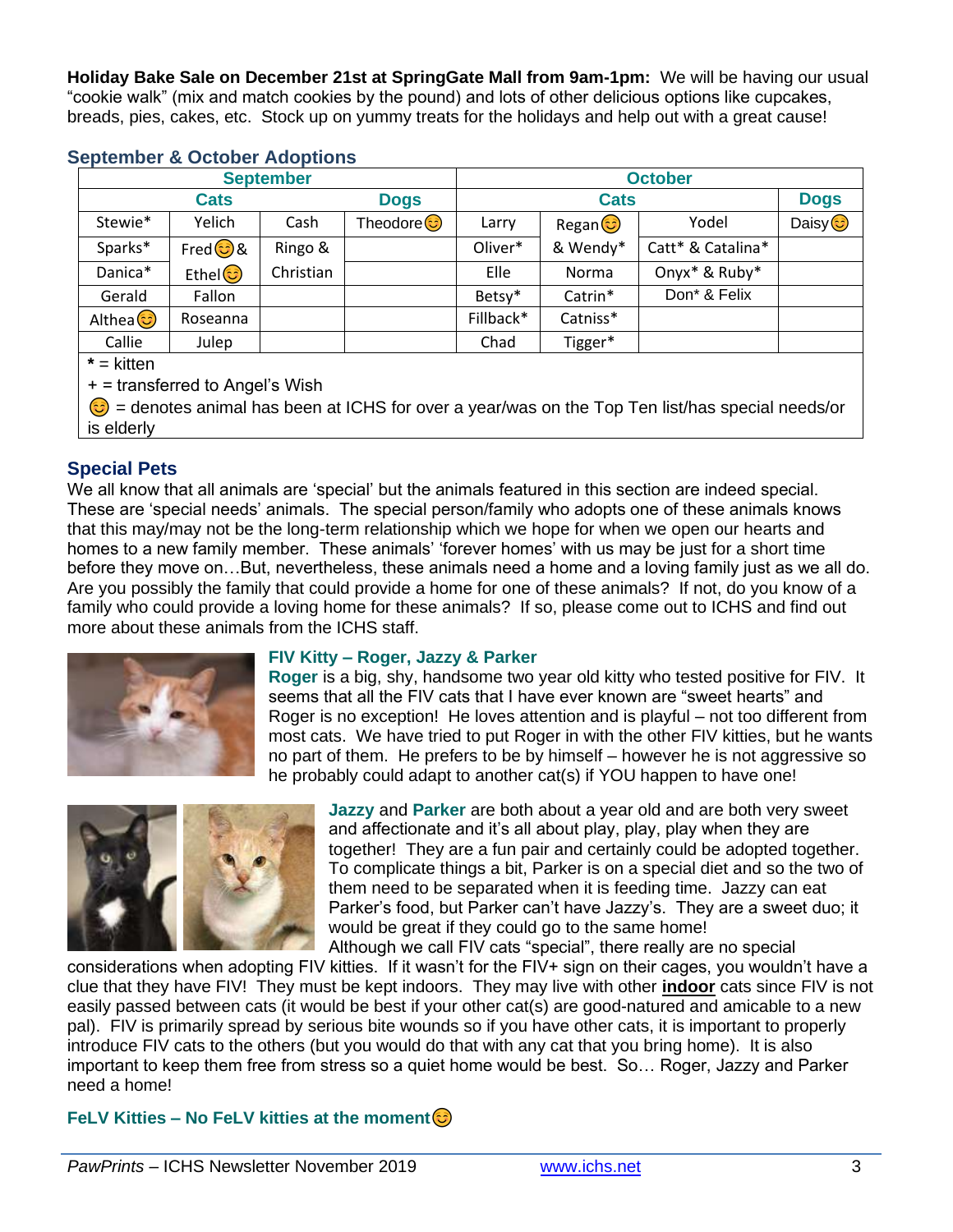**Holiday Bake Sale on December 21st at SpringGate Mall from 9am-1pm:** We will be having our usual "cookie walk" (mix and match cookies by the pound) and lots of other delicious options like cupcakes, breads, pies, cakes, etc. Stock up on yummy treats for the holidays and help out with a great cause!

## September & October Adoptions

| September | | | | October | | | |
|---|---|---|---|---|---|---|---|
| Cats | | | Dogs | Cats | | | Dogs |
| Stewie* | Yelich | Cash | Theodore 😊 | Larry | Regan 😊 | Yodel | Daisy 😊 |
| Sparks* | Fred 😊 & | Ringo & | | Oliver* | & Wendy* | Catt* & Catalina* | |
| Danica* | Ethel 😊 | Christian | | Elle | Norma | Onyx* & Ruby* | |
| Gerald | Fallon | | | Betsy* | Catrin* | Don* & Felix | |
| Althea 😊 | Roseanna | | | Fillback* | Catniss* | | |
| Callie | Julep | | | Chad | Tigger* | | |

\* = kitten

\+ = transferred to Angel's Wish

😊 = denotes animal has been at ICHS for over a year/was on the Top Ten list/has special needs/or is elderly

## Special Pets

We all know that all animals are 'special' but the animals featured in this section are indeed special. These are 'special needs' animals. The special person/family who adopts one of these animals knows that this may/may not be the long-term relationship which we hope for when we open our hearts and homes to a new family member. These animals' 'forever homes' with us may be just for a short time before they move on…But, nevertheless, these animals need a home and a loving family just as we all do. Are you possibly the family that could provide a home for one of these animals? If not, do you know of a family who could provide a loving home for these animals? If so, please come out to ICHS and find out more about these animals from the ICHS staff.

### FIV Kitty – Roger, Jazzy & Parker

**Roger** is a big, shy, handsome two year old kitty who tested positive for FIV. It seems that all the FIV cats that I have ever known are "sweet hearts" and Roger is no exception! He loves attention and is playful – not too different from most cats. We have tried to put Roger in with the other FIV kitties, but he wants no part of them. He prefers to be by himself – however he is not aggressive so he probably could adapt to another cat(s) if YOU happen to have one!

**Jazzy** and **Parker** are both about a year old and are both very sweet and affectionate and it's all about play, play, play when they are together! They are a fun pair and certainly could be adopted together. To complicate things a bit, Parker is on a special diet and so the two of them need to be separated when it is feeding time. Jazzy can eat Parker's food, but Parker can't have Jazzy's. They are a sweet duo; it would be great if they could go to the same home!

Although we call FIV cats "special", there really are no special considerations when adopting FIV kitties. If it wasn't for the FIV+ sign on their cages, you wouldn't have a clue that they have FIV! They must be kept indoors. They may live with other **indoor** cats since FIV is not easily passed between cats (it would be best if your other cat(s) are good-natured and amicable to a new pal). FIV is primarily spread by serious bite wounds so if you have other cats, it is important to properly introduce FIV cats to the others (but you would do that with any cat that you bring home). It is also important to keep them free from stress so a quiet home would be best. So… Roger, Jazzy and Parker need a home!

### FeLV Kitties – No FeLV kitties at the moment 😊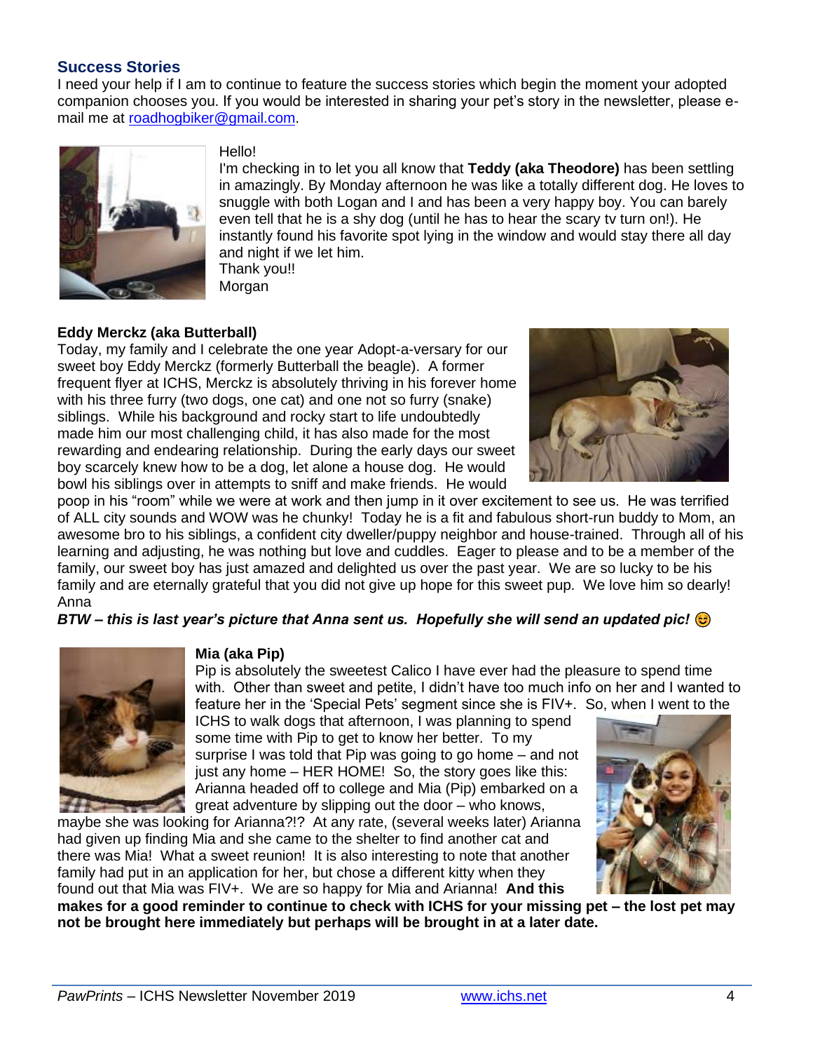## Success Stories

I need your help if I am to continue to feature the success stories which begin the moment your adopted companion chooses you. If you would be interested in sharing your pet's story in the newsletter, please e-mail me at roadhogbiker@gmail.com.

Hello!

I'm checking in to let you all know that **Teddy (aka Theodore)** has been settling in amazingly. By Monday afternoon he was like a totally different dog. He loves to snuggle with both Logan and I and has been a very happy boy. You can barely even tell that he is a shy dog (until he has to hear the scary tv turn on!). He instantly found his favorite spot lying in the window and would stay there all day and night if we let him.

Thank you!!

Morgan

**Eddy Merckz (aka Butterball)**

Today, my family and I celebrate the one year Adopt-a-versary for our sweet boy Eddy Merckz (formerly Butterball the beagle). A former frequent flyer at ICHS, Merckz is absolutely thriving in his forever home with his three furry (two dogs, one cat) and one not so furry (snake) siblings. While his background and rocky start to life undoubtedly made him our most challenging child, it has also made for the most rewarding and endearing relationship. During the early days our sweet boy scarcely knew how to be a dog, let alone a house dog. He would bowl his siblings over in attempts to sniff and make friends. He would poop in his "room" while we were at work and then jump in it over excitement to see us. He was terrified of ALL city sounds and WOW was he chunky! Today he is a fit and fabulous short-run buddy to Mom, an awesome bro to his siblings, a confident city dweller/puppy neighbor and house-trained. Through all of his learning and adjusting, he was nothing but love and cuddles. Eager to please and to be a member of the family, our sweet boy has just amazed and delighted us over the past year. We are so lucky to be his family and are eternally grateful that you did not give up hope for this sweet pup. We love him so dearly!

Anna

***BTW – this is last year's picture that Anna sent us. Hopefully she will send an updated pic!*** 😊

**Mia (aka Pip)**

Pip is absolutely the sweetest Calico I have ever had the pleasure to spend time with. Other than sweet and petite, I didn't have too much info on her and I wanted to feature her in the 'Special Pets' segment since she is FIV+. So, when I went to the ICHS to walk dogs that afternoon, I was planning to spend some time with Pip to get to know her better. To my surprise I was told that Pip was going to go home – and not just any home – HER HOME! So, the story goes like this: Arianna headed off to college and Mia (Pip) embarked on a great adventure by slipping out the door – who knows, maybe she was looking for Arianna?!? At any rate, (several weeks later) Arianna had given up finding Mia and she came to the shelter to find another cat and there was Mia! What a sweet reunion! It is also interesting to note that another family had put in an application for her, but chose a different kitty when they found out that Mia was FIV+. We are so happy for Mia and Arianna! **And this makes for a good reminder to continue to check with ICHS for your missing pet – the lost pet may not be brought here immediately but perhaps will be brought in at a later date.**